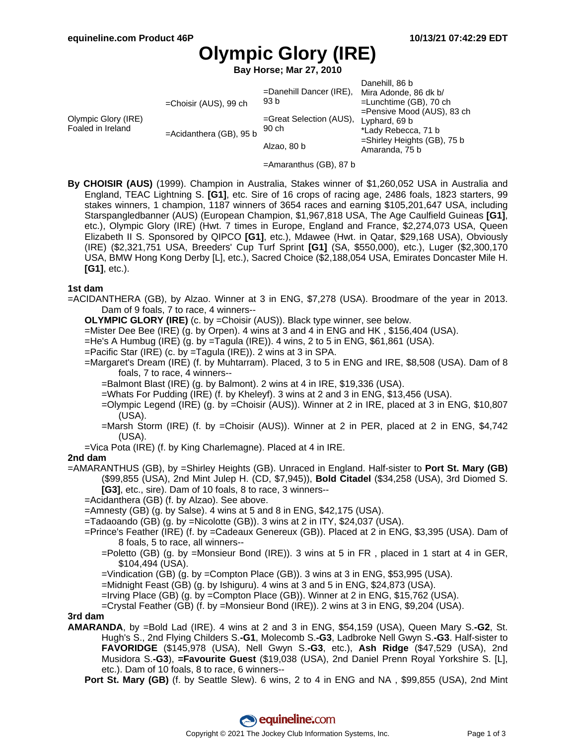# Olympic Glory (IRE)

**Bay Horse; Mar 27, 2010**

| | | | |
|---|---|---|---|
| Olympic Glory (IRE) Foaled in Ireland | =Choisir (AUS), 99 ch | =Danehill Dancer (IRE), 93 b | Danehill, 86 b |
| | | | Mira Adonde, 86 dk b/ |
| | | =Great Selection (AUS), 90 ch | =Lunchtime (GB), 70 ch |
| | | | =Pensive Mood (AUS), 83 ch |
| | =Acidanthera (GB), 95 b | Alzao, 80 b | Lyphard, 69 b |
| | | | *Lady Rebecca, 71 b |
| | | =Amaranthus (GB), 87 b | =Shirley Heights (GB), 75 b |
| | | | Amaranda, 75 b |

**By CHOISIR (AUS)** (1999). Champion in Australia, Stakes winner of $1,260,052 USA in Australia and England, TEAC Lightning S. **[G1]**, etc. Sire of 16 crops of racing age, 2486 foals, 1823 starters, 99 stakes winners, 1 champion, 1187 winners of 3654 races and earning $105,201,647 USA, including Starspangledbanner (AUS) (European Champion, $1,967,818 USA, The Age Caulfield Guineas **[G1]**, etc.), Olympic Glory (IRE) (Hwt. 7 times in Europe, England and France, $2,274,073 USA, Queen Elizabeth II S. Sponsored by QIPCO **[G1]**, etc.), Mdawee (Hwt. in Qatar, $29,168 USA), Obviously (IRE) ($2,321,751 USA, Breeders' Cup Turf Sprint **[G1]** (SA, $550,000), etc.), Luger ($2,300,170 USA, BMW Hong Kong Derby [L], etc.), Sacred Choice ($2,188,054 USA, Emirates Doncaster Mile H. **[G1]**, etc.).

### 1st dam

=ACIDANTHERA (GB), by Alzao. Winner at 3 in ENG, $7,278 (USA). Broodmare of the year in 2013. Dam of 9 foals, 7 to race, 4 winners--

- **OLYMPIC GLORY (IRE)** (c. by =Choisir (AUS)). Black type winner, see below.
- =Mister Dee Bee (IRE) (g. by Orpen). 4 wins at 3 and 4 in ENG and HK , $156,404 (USA).
- =He's A Humbug (IRE) (g. by =Tagula (IRE)). 4 wins, 2 to 5 in ENG, $61,861 (USA).
- =Pacific Star (IRE) (c. by =Tagula (IRE)). 2 wins at 3 in SPA.
- =Margaret's Dream (IRE) (f. by Muhtarram). Placed, 3 to 5 in ENG and IRE, $8,508 (USA). Dam of 8 foals, 7 to race, 4 winners--
  - =Balmont Blast (IRE) (g. by Balmont). 2 wins at 4 in IRE, $19,336 (USA).
  - =Whats For Pudding (IRE) (f. by Kheleyf). 3 wins at 2 and 3 in ENG, $13,456 (USA).
  - =Olympic Legend (IRE) (g. by =Choisir (AUS)). Winner at 2 in IRE, placed at 3 in ENG, $10,807 (USA).
  - =Marsh Storm (IRE) (f. by =Choisir (AUS)). Winner at 2 in PER, placed at 2 in ENG, $4,742 (USA).
- =Vica Pota (IRE) (f. by King Charlemagne). Placed at 4 in IRE.

### 2nd dam

=AMARANTHUS (GB), by =Shirley Heights (GB). Unraced in England. Half-sister to **Port St. Mary (GB)** ($99,855 (USA), 2nd Mint Julep H. (CD, $7,945)), **Bold Citadel** ($34,258 (USA), 3rd Diomed S. **[G3]**, etc., sire). Dam of 10 foals, 8 to race, 3 winners--

- =Acidanthera (GB) (f. by Alzao). See above.
- =Amnesty (GB) (g. by Salse). 4 wins at 5 and 8 in ENG, $42,175 (USA).
- =Tadaoando (GB) (g. by =Nicolotte (GB)). 3 wins at 2 in ITY, $24,037 (USA).
- =Prince's Feather (IRE) (f. by =Cadeaux Genereux (GB)). Placed at 2 in ENG, $3,395 (USA). Dam of 8 foals, 5 to race, all winners--
  - =Poletto (GB) (g. by =Monsieur Bond (IRE)). 3 wins at 5 in FR , placed in 1 start at 4 in GER, $104,494 (USA).
  - =Vindication (GB) (g. by =Compton Place (GB)). 3 wins at 3 in ENG, $53,995 (USA).
  - =Midnight Feast (GB) (g. by Ishiguru). 4 wins at 3 and 5 in ENG, $24,873 (USA).
  - =Irving Place (GB) (g. by =Compton Place (GB)). Winner at 2 in ENG, $15,762 (USA).
  - =Crystal Feather (GB) (f. by =Monsieur Bond (IRE)). 2 wins at 3 in ENG, $9,204 (USA).

### 3rd dam

**AMARANDA**, by =Bold Lad (IRE). 4 wins at 2 and 3 in ENG, $54,159 (USA), Queen Mary S.**-G2**, St. Hugh's S., 2nd Flying Childers S.**-G1**, Molecomb S.**-G3**, Ladbroke Nell Gwyn S.**-G3**. Half-sister to **FAVORIDGE** ($145,978 (USA), Nell Gwyn S.**-G3**, etc.), **Ash Ridge** ($47,529 (USA), 2nd Musidora S.**-G3**), **=Favourite Guest** ($19,038 (USA), 2nd Daniel Prenn Royal Yorkshire S. [L], etc.). Dam of 10 foals, 8 to race, 6 winners--

- **Port St. Mary (GB)** (f. by Seattle Slew). 6 wins, 2 to 4 in ENG and NA , $99,855 (USA), 2nd Mint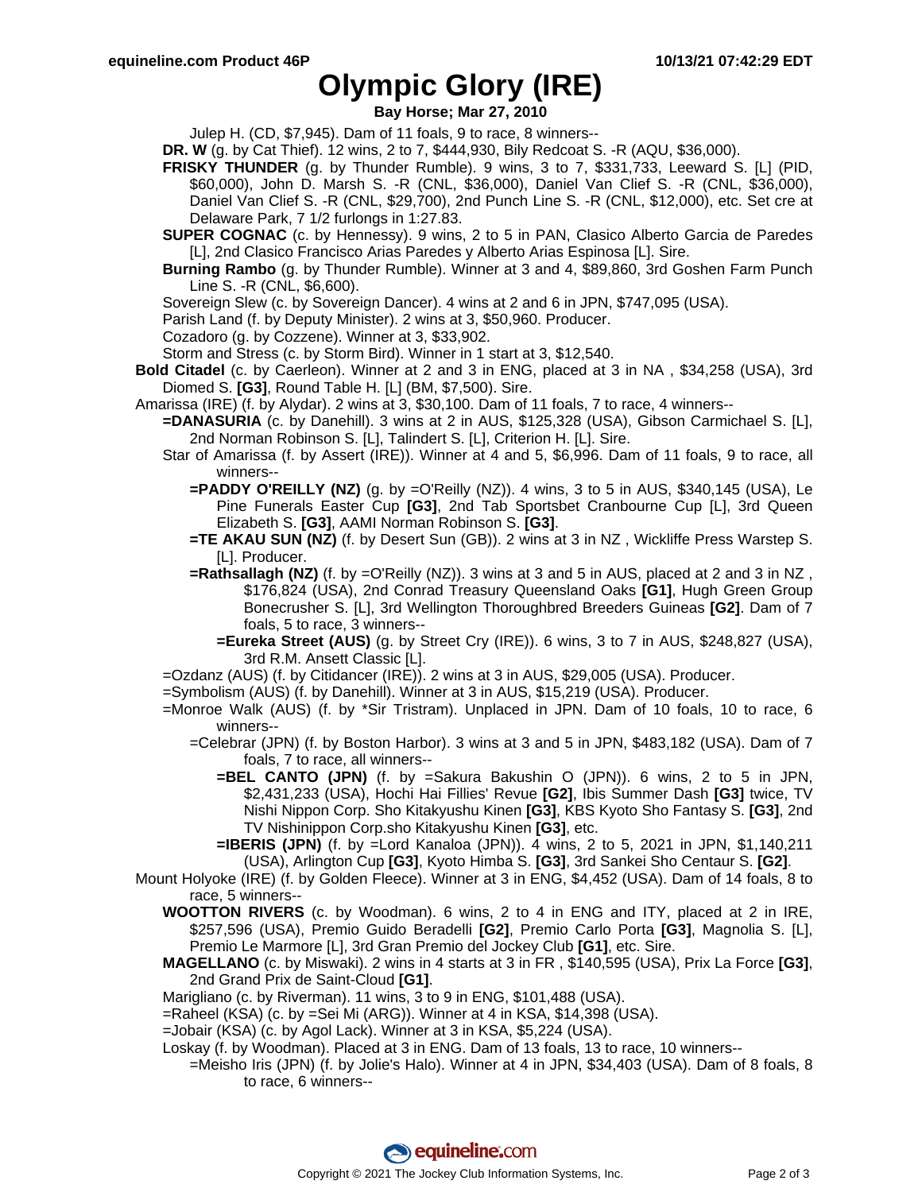# Olympic Glory (IRE)

**Bay Horse; Mar 27, 2010**

Julep H. (CD, $7,945). Dam of 11 foals, 9 to race, 8 winners--

**DR. W** (g. by Cat Thief). 12 wins, 2 to 7, $444,930, Bily Redcoat S. -R (AQU, $36,000).

**FRISKY THUNDER** (g. by Thunder Rumble). 9 wins, 3 to 7, $331,733, Leeward S. [L] (PID, $60,000), John D. Marsh S. -R (CNL, $36,000), Daniel Van Clief S. -R (CNL, $36,000), Daniel Van Clief S. -R (CNL, $29,700), 2nd Punch Line S. -R (CNL, $12,000), etc. Set cre at Delaware Park, 7 1/2 furlongs in 1:27.83.

**SUPER COGNAC** (c. by Hennessy). 9 wins, 2 to 5 in PAN, Clasico Alberto Garcia de Paredes [L], 2nd Clasico Francisco Arias Paredes y Alberto Arias Espinosa [L]. Sire.

**Burning Rambo** (g. by Thunder Rumble). Winner at 3 and 4, $89,860, 3rd Goshen Farm Punch Line S. -R (CNL, $6,600).

Sovereign Slew (c. by Sovereign Dancer). 4 wins at 2 and 6 in JPN, $747,095 (USA).

Parish Land (f. by Deputy Minister). 2 wins at 3, $50,960. Producer.

Cozadoro (g. by Cozzene). Winner at 3, $33,902.

Storm and Stress (c. by Storm Bird). Winner in 1 start at 3, $12,540.

**Bold Citadel** (c. by Caerleon). Winner at 2 and 3 in ENG, placed at 3 in NA , $34,258 (USA), 3rd Diomed S. **[G3]**, Round Table H. [L] (BM, $7,500). Sire.

Amarissa (IRE) (f. by Alydar). 2 wins at 3, $30,100. Dam of 11 foals, 7 to race, 4 winners--

**=DANASURIA** (c. by Danehill). 3 wins at 2 in AUS, $125,328 (USA), Gibson Carmichael S. [L], 2nd Norman Robinson S. [L], Talindert S. [L], Criterion H. [L]. Sire.

Star of Amarissa (f. by Assert (IRE)). Winner at 4 and 5, $6,996. Dam of 11 foals, 9 to race, all winners--

**=PADDY O'REILLY (NZ)** (g. by =O'Reilly (NZ)). 4 wins, 3 to 5 in AUS, $340,145 (USA), Le Pine Funerals Easter Cup **[G3]**, 2nd Tab Sportsbet Cranbourne Cup [L], 3rd Queen Elizabeth S. **[G3]**, AAMI Norman Robinson S. **[G3]**.

**=TE AKAU SUN (NZ)** (f. by Desert Sun (GB)). 2 wins at 3 in NZ , Wickliffe Press Warstep S. [L]. Producer.

**=Rathsallagh (NZ)** (f. by =O'Reilly (NZ)). 3 wins at 3 and 5 in AUS, placed at 2 and 3 in NZ , $176,824 (USA), 2nd Conrad Treasury Queensland Oaks **[G1]**, Hugh Green Group Bonecrusher S. [L], 3rd Wellington Thoroughbred Breeders Guineas **[G2]**. Dam of 7 foals, 5 to race, 3 winners--

**=Eureka Street (AUS)** (g. by Street Cry (IRE)). 6 wins, 3 to 7 in AUS, $248,827 (USA), 3rd R.M. Ansett Classic [L].

=Ozdanz (AUS) (f. by Citidancer (IRE)). 2 wins at 3 in AUS, $29,005 (USA). Producer.

=Symbolism (AUS) (f. by Danehill). Winner at 3 in AUS, $15,219 (USA). Producer.

=Monroe Walk (AUS) (f. by *Sir Tristram). Unplaced in JPN. Dam of 10 foals, 10 to race, 6 winners--

=Celebrar (JPN) (f. by Boston Harbor). 3 wins at 3 and 5 in JPN, $483,182 (USA). Dam of 7 foals, 7 to race, all winners--

**=BEL CANTO (JPN)** (f. by =Sakura Bakushin O (JPN)). 6 wins, 2 to 5 in JPN, $2,431,233 (USA), Hochi Hai Fillies' Revue **[G2]**, Ibis Summer Dash **[G3]** twice, TV Nishi Nippon Corp. Sho Kitakyushu Kinen **[G3]**, KBS Kyoto Sho Fantasy S. **[G3]**, 2nd TV Nishinippon Corp.sho Kitakyushu Kinen **[G3]**, etc.

**=IBERIS (JPN)** (f. by =Lord Kanaloa (JPN)). 4 wins, 2 to 5, 2021 in JPN, $1,140,211 (USA), Arlington Cup **[G3]**, Kyoto Himba S. **[G3]**, 3rd Sankei Sho Centaur S. **[G2]**.

Mount Holyoke (IRE) (f. by Golden Fleece). Winner at 3 in ENG, $4,452 (USA). Dam of 14 foals, 8 to race, 5 winners--

**WOOTTON RIVERS** (c. by Woodman). 6 wins, 2 to 4 in ENG and ITY, placed at 2 in IRE, $257,596 (USA), Premio Guido Beradelli **[G2]**, Premio Carlo Porta **[G3]**, Magnolia S. [L], Premio Le Marmore [L], 3rd Gran Premio del Jockey Club **[G1]**, etc. Sire.

**MAGELLANO** (c. by Miswaki). 2 wins in 4 starts at 3 in FR , $140,595 (USA), Prix La Force **[G3]**, 2nd Grand Prix de Saint-Cloud **[G1]**.

Marigliano (c. by Riverman). 11 wins, 3 to 9 in ENG, $101,488 (USA).

=Raheel (KSA) (c. by =Sei Mi (ARG)). Winner at 4 in KSA, $14,398 (USA).

=Jobair (KSA) (c. by Agol Lack). Winner at 3 in KSA, $5,224 (USA).

Loskay (f. by Woodman). Placed at 3 in ENG. Dam of 13 foals, 13 to race, 10 winners--

=Meisho Iris (JPN) (f. by Jolie's Halo). Winner at 4 in JPN, $34,403 (USA). Dam of 8 foals, 8 to race, 6 winners--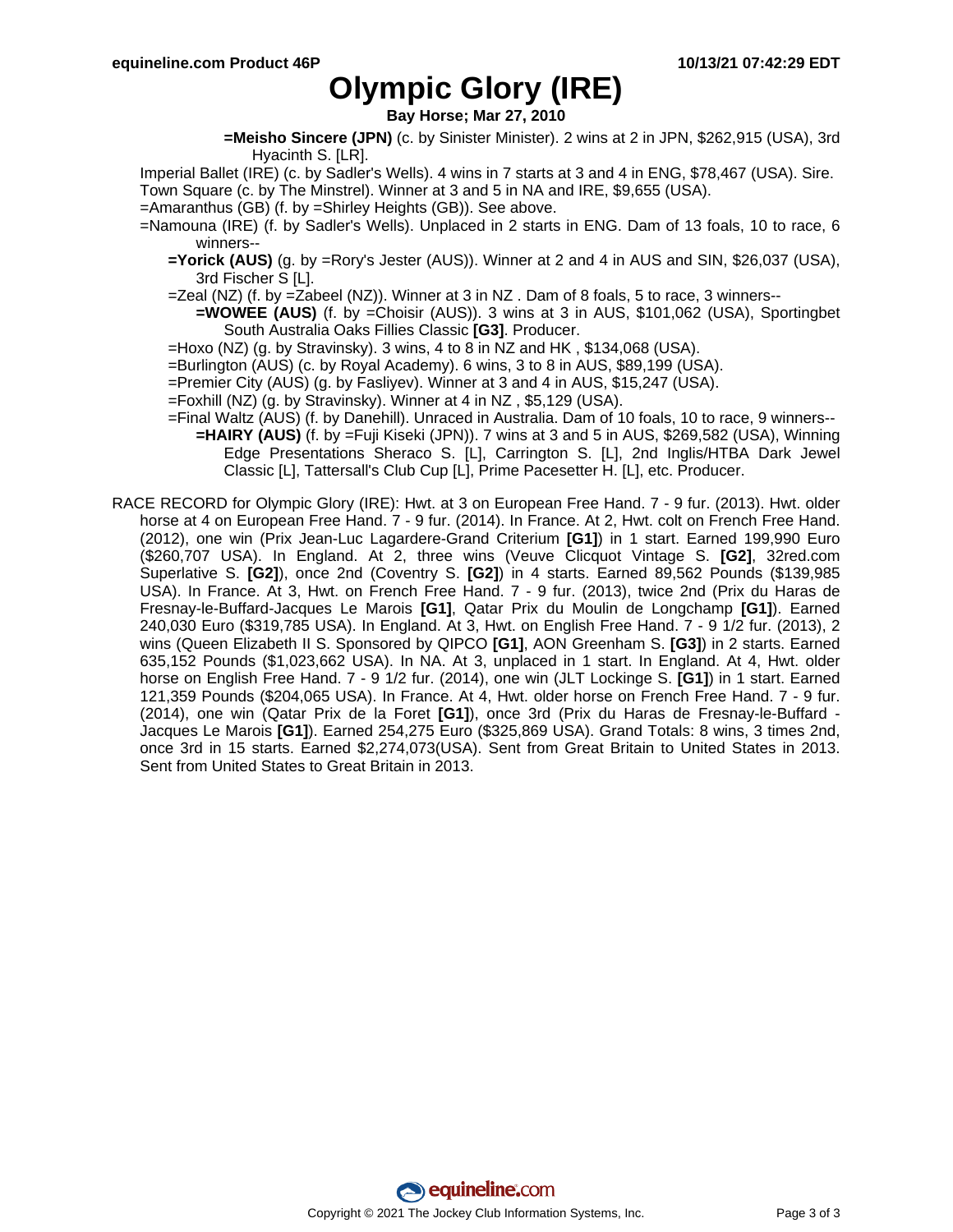# Olympic Glory (IRE)

**Bay Horse; Mar 27, 2010**

**=Meisho Sincere (JPN)** (c. by Sinister Minister). 2 wins at 2 in JPN, $262,915 (USA), 3rd Hyacinth S. [LR].

Imperial Ballet (IRE) (c. by Sadler's Wells). 4 wins in 7 starts at 3 and 4 in ENG, $78,467 (USA). Sire.

Town Square (c. by The Minstrel). Winner at 3 and 5 in NA and IRE, $9,655 (USA).

=Amaranthus (GB) (f. by =Shirley Heights (GB)). See above.

=Namouna (IRE) (f. by Sadler's Wells). Unplaced in 2 starts in ENG. Dam of 13 foals, 10 to race, 6 winners--

**=Yorick (AUS)** (g. by =Rory's Jester (AUS)). Winner at 2 and 4 in AUS and SIN, $26,037 (USA), 3rd Fischer S [L].

=Zeal (NZ) (f. by =Zabeel (NZ)). Winner at 3 in NZ . Dam of 8 foals, 5 to race, 3 winners--

**=WOWEE (AUS)** (f. by =Choisir (AUS)). 3 wins at 3 in AUS, $101,062 (USA), Sportingbet South Australia Oaks Fillies Classic **[G3]**. Producer.

=Hoxo (NZ) (g. by Stravinsky). 3 wins, 4 to 8 in NZ and HK , $134,068 (USA).

=Burlington (AUS) (c. by Royal Academy). 6 wins, 3 to 8 in AUS, $89,199 (USA).

=Premier City (AUS) (g. by Fasliyev). Winner at 3 and 4 in AUS, $15,247 (USA).

=Foxhill (NZ) (g. by Stravinsky). Winner at 4 in NZ , $5,129 (USA).

=Final Waltz (AUS) (f. by Danehill). Unraced in Australia. Dam of 10 foals, 10 to race, 9 winners--

**=HAIRY (AUS)** (f. by =Fuji Kiseki (JPN)). 7 wins at 3 and 5 in AUS, $269,582 (USA), Winning Edge Presentations Sheraco S. [L], Carrington S. [L], 2nd Inglis/HTBA Dark Jewel Classic [L], Tattersall's Club Cup [L], Prime Pacesetter H. [L], etc. Producer.

RACE RECORD for Olympic Glory (IRE): Hwt. at 3 on European Free Hand. 7 - 9 fur. (2013). Hwt. older horse at 4 on European Free Hand. 7 - 9 fur. (2014). In France. At 2, Hwt. colt on French Free Hand. (2012), one win (Prix Jean-Luc Lagardere-Grand Criterium **[G1]**) in 1 start. Earned 199,990 Euro ($260,707 USA). In England. At 2, three wins (Veuve Clicquot Vintage S. **[G2]**, 32red.com Superlative S. **[G2]**), once 2nd (Coventry S. **[G2]**) in 4 starts. Earned 89,562 Pounds ($139,985 USA). In France. At 3, Hwt. on French Free Hand. 7 - 9 fur. (2013), twice 2nd (Prix du Haras de Fresnay-le-Buffard-Jacques Le Marois **[G1]**, Qatar Prix du Moulin de Longchamp **[G1]**). Earned 240,030 Euro ($319,785 USA). In England. At 3, Hwt. on English Free Hand. 7 - 9 1/2 fur. (2013), 2 wins (Queen Elizabeth II S. Sponsored by QIPCO **[G1]**, AON Greenham S. **[G3]**) in 2 starts. Earned 635,152 Pounds ($1,023,662 USA). In NA. At 3, unplaced in 1 start. In England. At 4, Hwt. older horse on English Free Hand. 7 - 9 1/2 fur. (2014), one win (JLT Lockinge S. **[G1]**) in 1 start. Earned 121,359 Pounds ($204,065 USA). In France. At 4, Hwt. older horse on French Free Hand. 7 - 9 fur. (2014), one win (Qatar Prix de la Foret **[G1]**), once 3rd (Prix du Haras de Fresnay-le-Buffard - Jacques Le Marois **[G1]**). Earned 254,275 Euro ($325,869 USA). Grand Totals: 8 wins, 3 times 2nd, once 3rd in 15 starts. Earned $2,274,073(USA). Sent from Great Britain to United States in 2013. Sent from United States to Great Britain in 2013.